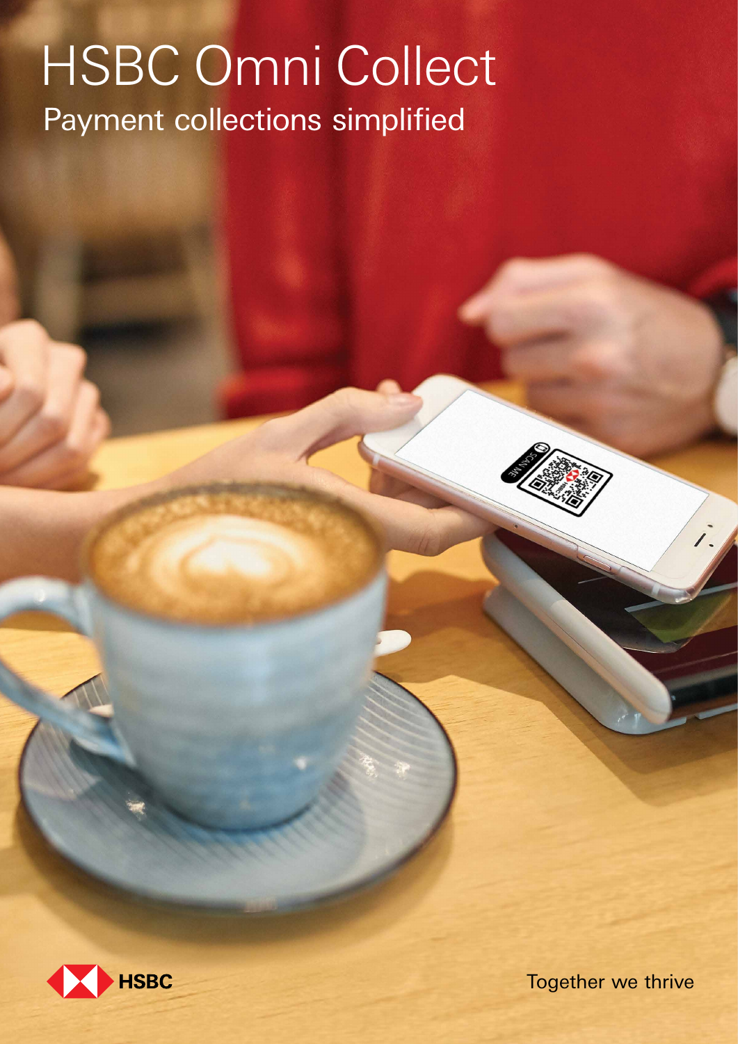# HSBC Omni Collect

## Payment collections simplified

HSBC

Together we thrive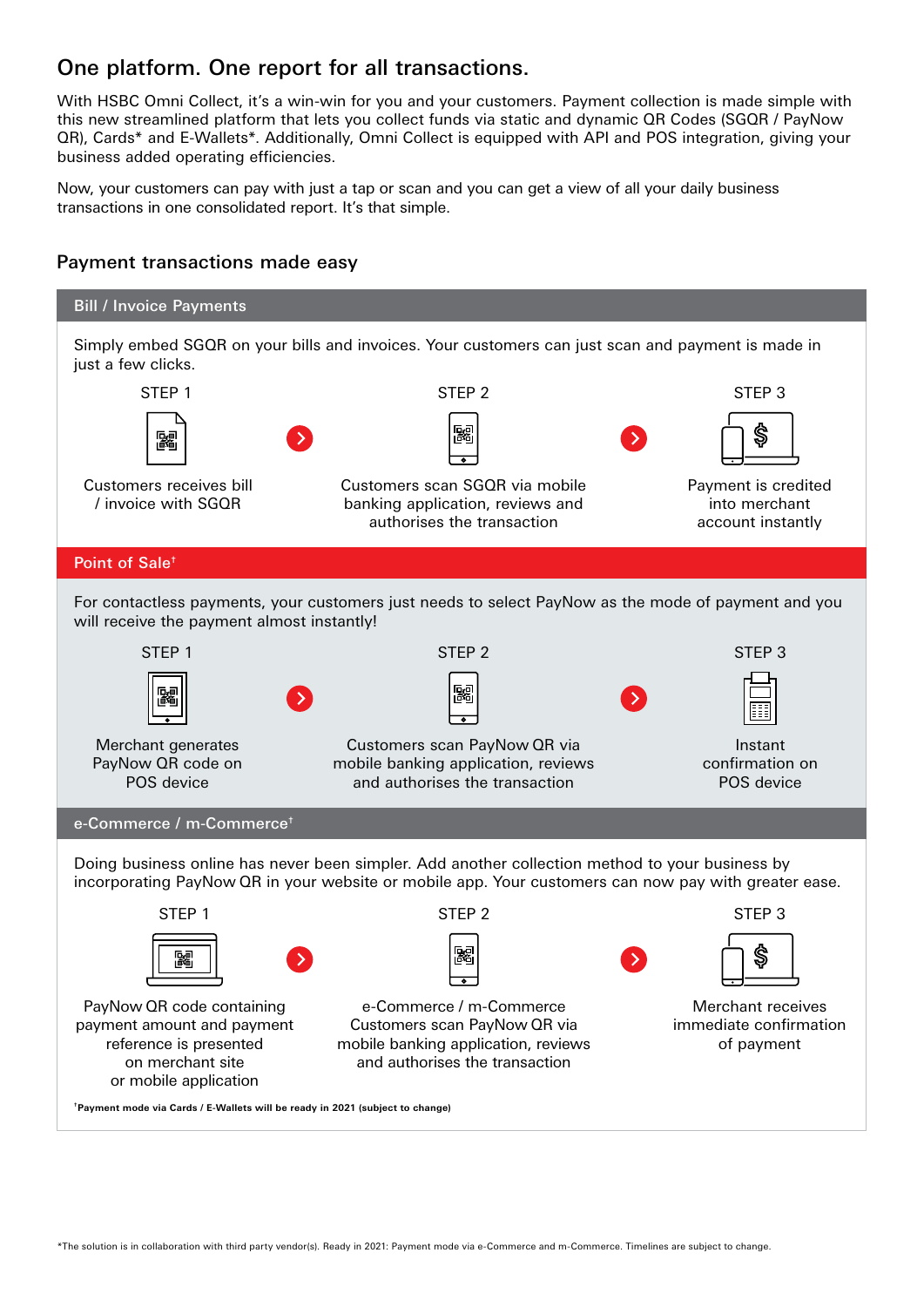## One platform. One report for all transactions.

With HSBC Omni Collect, it's a win-win for you and your customers. Payment collection is made simple with this new streamlined platform that lets you collect funds via static and dynamic QR Codes (SGQR / PayNow QR), Cards* and E-Wallets*. Additionally, Omni Collect is equipped with API and POS integration, giving your business added operating efficiencies.

Now, your customers can pay with just a tap or scan and you can get a view of all your daily business transactions in one consolidated report. It's that simple.

## Payment transactions made easy

### Bill / Invoice Payments

Simply embed SGQR on your bills and invoices. Your customers can just scan and payment is made in just a few clicks.

**STEP 1**
Customers receives bill / invoice with SGQR

**STEP 2**
Customers scan SGQR via mobile banking application, reviews and authorises the transaction

**STEP 3**
Payment is credited into merchant account instantly

### Point of Sale†

For contactless payments, your customers just needs to select PayNow as the mode of payment and you will receive the payment almost instantly!

**STEP 1**
Merchant generates PayNow QR code on POS device

**STEP 2**
Customers scan PayNow QR via mobile banking application, reviews and authorises the transaction

**STEP 3**
Instant confirmation on POS device

### e-Commerce / m-Commerce†

Doing business online has never been simpler. Add another collection method to your business by incorporating PayNow QR in your website or mobile app. Your customers can now pay with greater ease.

**STEP 1**
PayNow QR code containing payment amount and payment reference is presented on merchant site or mobile application

**STEP 2**
e-Commerce / m-Commerce Customers scan PayNow QR via mobile banking application, reviews and authorises the transaction

**STEP 3**
Merchant receives immediate confirmation of payment

**†Payment mode via Cards / E-Wallets will be ready in 2021 (subject to change)**

*The solution is in collaboration with third party vendor(s). Ready in 2021: Payment mode via e-Commerce and m-Commerce. Timelines are subject to change.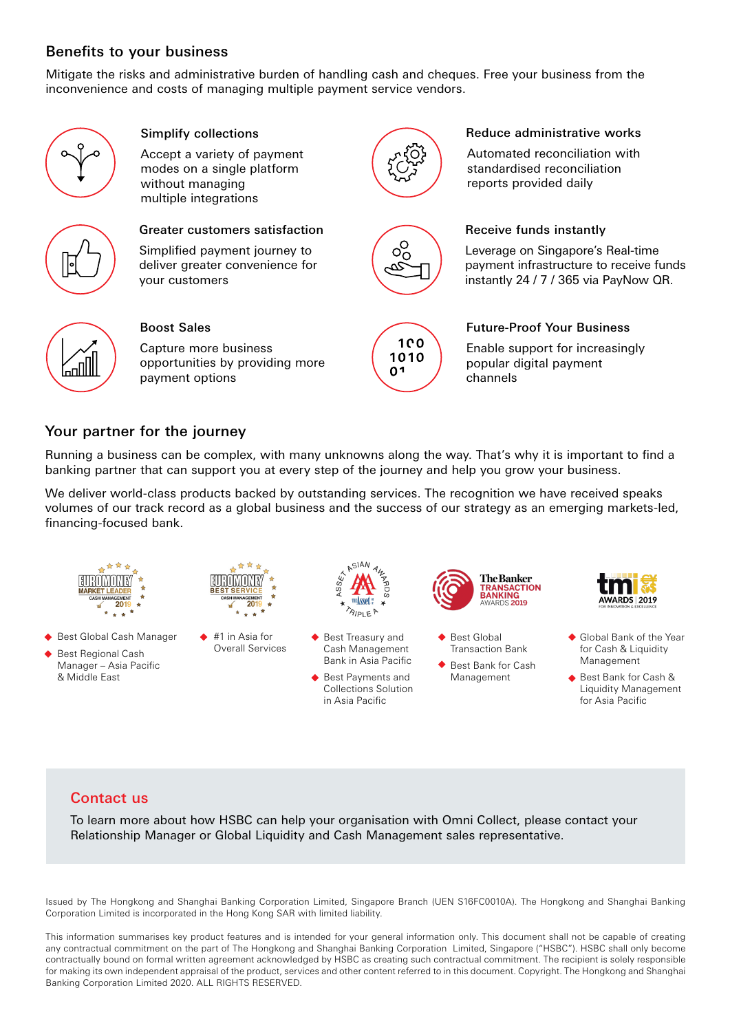## Benefits to your business

Mitigate the risks and administrative burden of handling cash and cheques. Free your business from the inconvenience and costs of managing multiple payment service vendors.

### Simplify collections

Accept a variety of payment modes on a single platform without managing multiple integrations

### Reduce administrative works

Automated reconciliation with standardised reconciliation reports provided daily

### Greater customers satisfaction

Simplified payment journey to deliver greater convenience for your customers

### Receive funds instantly

Leverage on Singapore's Real-time payment infrastructure to receive funds instantly 24 / 7 / 365 via PayNow QR.

### Boost Sales

Capture more business opportunities by providing more payment options

### Future-Proof Your Business

Enable support for increasingly popular digital payment channels

## Your partner for the journey

Running a business can be complex, with many unknowns along the way. That's why it is important to find a banking partner that can support you at every step of the journey and help you grow your business.

We deliver world-class products backed by outstanding services. The recognition we have received speaks volumes of our track record as a global business and the success of our strategy as an emerging markets-led, financing-focused bank.

Euromoney Market Leader Cash Management 2019

- Best Global Cash Manager
- Best Regional Cash Manager – Asia Pacific & Middle East

Euromoney Best Service Cash Management 2019

- #1 in Asia for Overall Services

Asset Asian Awards Triple A

- Best Treasury and Cash Management Bank in Asia Pacific
- Best Payments and Collections Solution in Asia Pacific

The Banker Transaction Banking Awards 2019

- Best Global Transaction Bank
- Best Bank for Cash Management

tmi Awards 2019

- Global Bank of the Year for Cash & Liquidity Management
- Best Bank for Cash & Liquidity Management for Asia Pacific

## Contact us

To learn more about how HSBC can help your organisation with Omni Collect, please contact your Relationship Manager or Global Liquidity and Cash Management sales representative.

Issued by The Hongkong and Shanghai Banking Corporation Limited, Singapore Branch (UEN S16FC0010A). The Hongkong and Shanghai Banking Corporation Limited is incorporated in the Hong Kong SAR with limited liability.

This information summarises key product features and is intended for your general information only. This document shall not be capable of creating any contractual commitment on the part of The Hongkong and Shanghai Banking Corporation Limited, Singapore ("HSBC"). HSBC shall only become contractually bound on formal written agreement acknowledged by HSBC as creating such contractual commitment. The recipient is solely responsible for making its own independent appraisal of the product, services and other content referred to in this document. Copyright. The Hongkong and Shanghai Banking Corporation Limited 2020. ALL RIGHTS RESERVED.